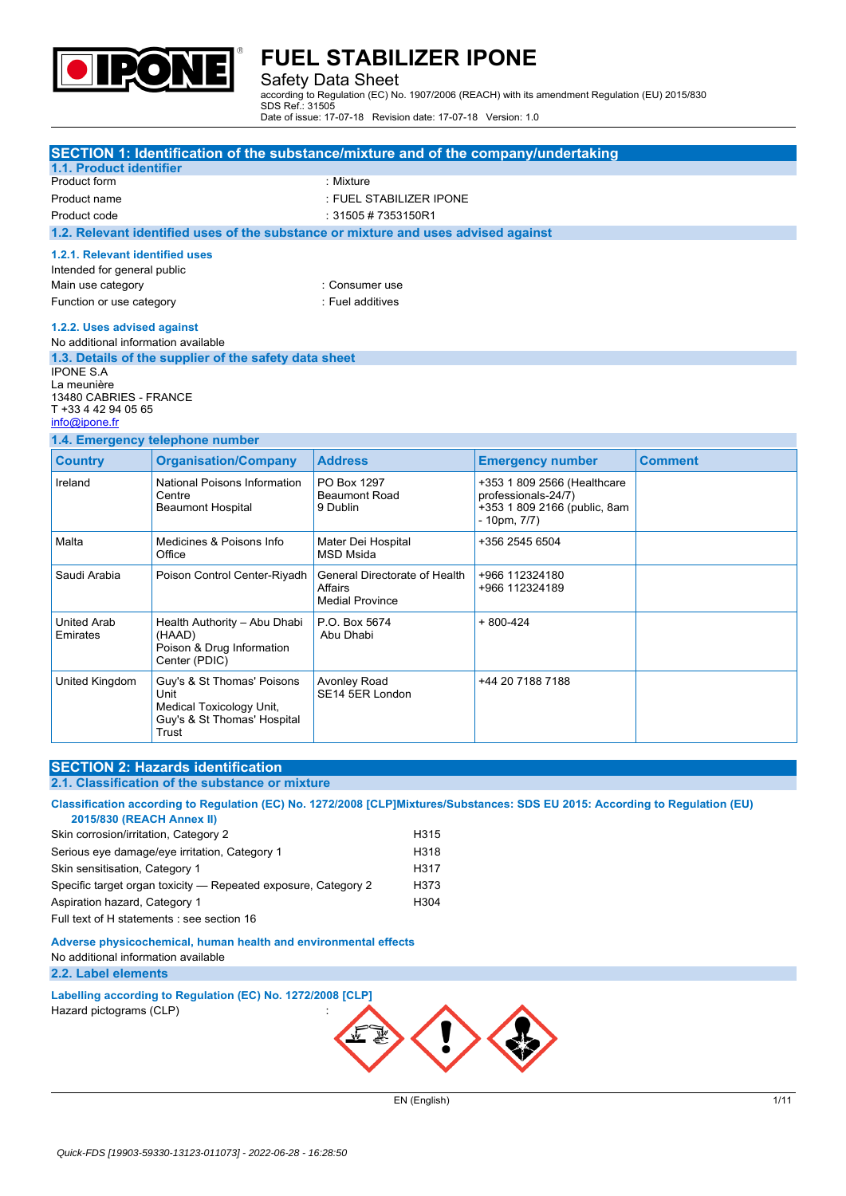# FUEL STABILIZER IPONE

Safety Data Sheet

according to Regulation (EC) No. 1907/2006 (REACH) with its amendment Regulation (EU) 2015/830
SDS Ref.: 31505
Date of issue: 17-07-18 Revision date: 17-07-18 Version: 1.0

## SECTION 1: Identification of the substance/mixture and of the company/undertaking

### 1.1. Product identifier

| | |
|---|---|
| Product form | : Mixture |
| Product name | : FUEL STABILIZER IPONE |
| Product code | : 31505 # 7353150R1 |

### 1.2. Relevant identified uses of the substance or mixture and uses advised against

#### 1.2.1. Relevant identified uses

Intended for general public

| | |
|---|---|
| Main use category | : Consumer use |
| Function or use category | : Fuel additives |

#### 1.2.2. Uses advised against

No additional information available

### 1.3. Details of the supplier of the safety data sheet

IPONE S.A
La meunière
13480 CABRIES - FRANCE
T +33 4 42 94 05 65
info@ipone.fr

### 1.4. Emergency telephone number

| Country | Organisation/Company | Address | Emergency number | Comment |
|---|---|---|---|---|
| Ireland | National Poisons Information Centre<br>Beaumont Hospital | PO Box 1297<br>Beaumont Road<br>9 Dublin | +353 1 809 2566 (Healthcare professionals-24/7)<br>+353 1 809 2166 (public, 8am - 10pm, 7/7) | |
| Malta | Medicines & Poisons Info Office | Mater Dei Hospital<br>MSD Msida | +356 2545 6504 | |
| Saudi Arabia | Poison Control Center-Riyadh | General Directorate of Health Affairs<br>Medial Province | +966 112324180<br>+966 112324189 | |
| United Arab Emirates | Health Authority – Abu Dhabi (HAAD)<br>Poison & Drug Information Center (PDIC) | P.O. Box 5674<br>Abu Dhabi | + 800-424 | |
| United Kingdom | Guy's & St Thomas' Poisons Unit<br>Medical Toxicology Unit, Guy's & St Thomas' Hospital Trust | Avonley Road<br>SE14 5ER London | +44 20 7188 7188 | |

## SECTION 2: Hazards identification

### 2.1. Classification of the substance or mixture

**Classification according to Regulation (EC) No. 1272/2008 [CLP]Mixtures/Substances: SDS EU 2015: According to Regulation (EU) 2015/830 (REACH Annex II)**

| | |
|---|---|
| Skin corrosion/irritation, Category 2 | H315 |
| Serious eye damage/eye irritation, Category 1 | H318 |
| Skin sensitisation, Category 1 | H317 |
| Specific target organ toxicity — Repeated exposure, Category 2 | H373 |
| Aspiration hazard, Category 1 | H304 |

Full text of H statements : see section 16

**Adverse physicochemical, human health and environmental effects**

No additional information available

### 2.2. Label elements

**Labelling according to Regulation (EC) No. 1272/2008 [CLP]**

Hazard pictograms (CLP) :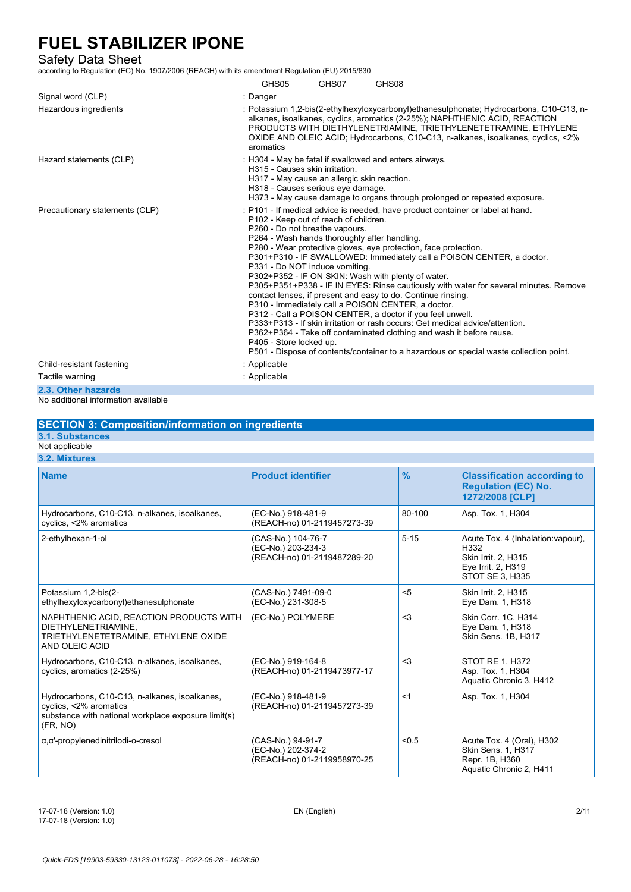GHS05 GHS07 GHS08

| | |
|---|---|
| Signal word (CLP) | : Danger |
| Hazardous ingredients | : Potassium 1,2-bis(2-ethylhexyloxycarbonyl)ethanesulphonate; Hydrocarbons, C10-C13, n-alkanes, isoalkanes, cyclics, aromatics (2-25%); NAPHTHENIC ACID, REACTION PRODUCTS WITH DIETHYLENETRIAMINE, TRIETHYLENETETRAMINE, ETHYLENE OXIDE AND OLEIC ACID; Hydrocarbons, C10-C13, n-alkanes, isoalkanes, cyclics, <2% aromatics |
| Hazard statements (CLP) | : H304 - May be fatal if swallowed and enters airways.<br>H315 - Causes skin irritation.<br>H317 - May cause an allergic skin reaction.<br>H318 - Causes serious eye damage.<br>H373 - May cause damage to organs through prolonged or repeated exposure. |
| Precautionary statements (CLP) | : P101 - If medical advice is needed, have product container or label at hand.<br>P102 - Keep out of reach of children.<br>P260 - Do not breathe vapours.<br>P264 - Wash hands thoroughly after handling.<br>P280 - Wear protective gloves, eye protection, face protection.<br>P301+P310 - IF SWALLOWED: Immediately call a POISON CENTER, a doctor.<br>P331 - Do NOT induce vomiting.<br>P302+P352 - IF ON SKIN: Wash with plenty of water.<br>P305+P351+P338 - IF IN EYES: Rinse cautiously with water for several minutes. Remove contact lenses, if present and easy to do. Continue rinsing.<br>P310 - Immediately call a POISON CENTER, a doctor.<br>P312 - Call a POISON CENTER, a doctor if you feel unwell.<br>P333+P313 - If skin irritation or rash occurs: Get medical advice/attention.<br>P362+P364 - Take off contaminated clothing and wash it before reuse.<br>P405 - Store locked up.<br>P501 - Dispose of contents/container to a hazardous or special waste collection point. |
| Child-resistant fastening | : Applicable |
| Tactile warning | : Applicable |

### 2.3. Other hazards

No additional information available

## SECTION 3: Composition/information on ingredients

### 3.1. Substances

Not applicable

### 3.2. Mixtures

| Name | Product identifier | % | Classification according to Regulation (EC) No. 1272/2008 [CLP] |
|---|---|---|---|
| Hydrocarbons, C10-C13, n-alkanes, isoalkanes, cyclics, <2% aromatics | (EC-No.) 918-481-9<br>(REACH-no) 01-2119457273-39 | 80-100 | Asp. Tox. 1, H304 |
| 2-ethylhexan-1-ol | (CAS-No.) 104-76-7<br>(EC-No.) 203-234-3<br>(REACH-no) 01-2119487289-20 | 5-15 | Acute Tox. 4 (Inhalation:vapour), H332<br>Skin Irrit. 2, H315<br>Eye Irrit. 2, H319<br>STOT SE 3, H335 |
| Potassium 1,2-bis(2-ethylhexyloxycarbonyl)ethanesulphonate | (CAS-No.) 7491-09-0<br>(EC-No.) 231-308-5 | <5 | Skin Irrit. 2, H315<br>Eye Dam. 1, H318 |
| NAPHTHENIC ACID, REACTION PRODUCTS WITH DIETHYLENETRIAMINE, TRIETHYLENETETRAMINE, ETHYLENE OXIDE AND OLEIC ACID | (EC-No.) POLYMERE | <3 | Skin Corr. 1C, H314<br>Eye Dam. 1, H318<br>Skin Sens. 1B, H317 |
| Hydrocarbons, C10-C13, n-alkanes, isoalkanes, cyclics, aromatics (2-25%) | (EC-No.) 919-164-8<br>(REACH-no) 01-2119473977-17 | <3 | STOT RE 1, H372<br>Asp. Tox. 1, H304<br>Aquatic Chronic 3, H412 |
| Hydrocarbons, C10-C13, n-alkanes, isoalkanes, cyclics, <2% aromatics<br>substance with national workplace exposure limit(s) (FR, NO) | (EC-No.) 918-481-9<br>(REACH-no) 01-2119457273-39 | <1 | Asp. Tox. 1, H304 |
| α,α'-propylenedinitrilodi-o-cresol | (CAS-No.) 94-91-7<br>(EC-No.) 202-374-2<br>(REACH-no) 01-2119958970-25 | <0.5 | Acute Tox. 4 (Oral), H302<br>Skin Sens. 1, H317<br>Repr. 1B, H360<br>Aquatic Chronic 2, H411 |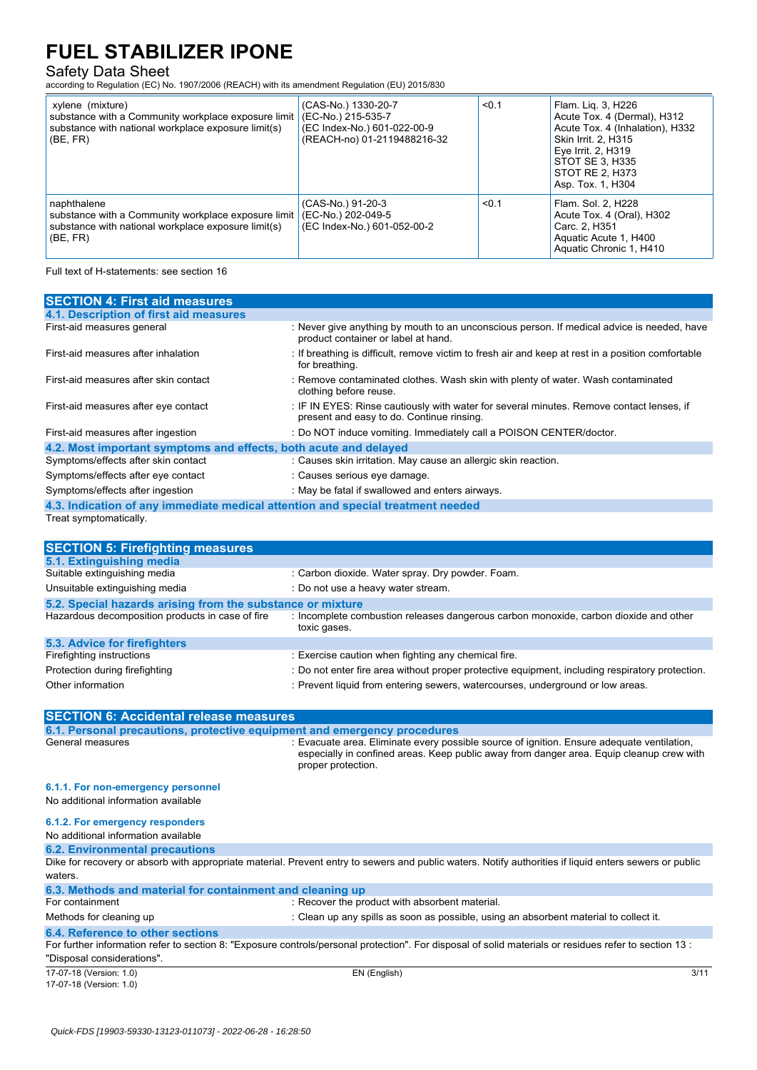| | | | |
|---|---|---|---|
| xylene (mixture)<br>substance with a Community workplace exposure limit<br>substance with national workplace exposure limit(s) (BE, FR) | (CAS-No.) 1330-20-7<br>(EC-No.) 215-535-7<br>(EC Index-No.) 601-022-00-9<br>(REACH-no) 01-2119488216-32 | <0.1 | Flam. Liq. 3, H226<br>Acute Tox. 4 (Dermal), H312<br>Acute Tox. 4 (Inhalation), H332<br>Skin Irrit. 2, H315<br>Eye Irrit. 2, H319<br>STOT SE 3, H335<br>STOT RE 2, H373<br>Asp. Tox. 1, H304 |
| naphthalene<br>substance with a Community workplace exposure limit<br>substance with national workplace exposure limit(s) (BE, FR) | (CAS-No.) 91-20-3<br>(EC-No.) 202-049-5<br>(EC Index-No.) 601-052-00-2 | <0.1 | Flam. Sol. 2, H228<br>Acute Tox. 4 (Oral), H302<br>Carc. 2, H351<br>Aquatic Acute 1, H400<br>Aquatic Chronic 1, H410 |

Full text of H-statements: see section 16

## SECTION 4: First aid measures

### 4.1. Description of first aid measures

| | |
|---|---|
| First-aid measures general | : Never give anything by mouth to an unconscious person. If medical advice is needed, have product container or label at hand. |
| First-aid measures after inhalation | : If breathing is difficult, remove victim to fresh air and keep at rest in a position comfortable for breathing. |
| First-aid measures after skin contact | : Remove contaminated clothes. Wash skin with plenty of water. Wash contaminated clothing before reuse. |
| First-aid measures after eye contact | : IF IN EYES: Rinse cautiously with water for several minutes. Remove contact lenses, if present and easy to do. Continue rinsing. |
| First-aid measures after ingestion | : Do NOT induce vomiting. Immediately call a POISON CENTER/doctor. |

### 4.2. Most important symptoms and effects, both acute and delayed

| | |
|---|---|
| Symptoms/effects after skin contact | : Causes skin irritation. May cause an allergic skin reaction. |
| Symptoms/effects after eye contact | : Causes serious eye damage. |
| Symptoms/effects after ingestion | : May be fatal if swallowed and enters airways. |

### 4.3. Indication of any immediate medical attention and special treatment needed

Treat symptomatically.

## SECTION 5: Firefighting measures

### 5.1. Extinguishing media

| | |
|---|---|
| Suitable extinguishing media | : Carbon dioxide. Water spray. Dry powder. Foam. |
| Unsuitable extinguishing media | : Do not use a heavy water stream. |

### 5.2. Special hazards arising from the substance or mixture

| | |
|---|---|
| Hazardous decomposition products in case of fire | : Incomplete combustion releases dangerous carbon monoxide, carbon dioxide and other toxic gases. |

### 5.3. Advice for firefighters

| | |
|---|---|
| Firefighting instructions | : Exercise caution when fighting any chemical fire. |
| Protection during firefighting | : Do not enter fire area without proper protective equipment, including respiratory protection. |
| Other information | : Prevent liquid from entering sewers, watercourses, underground or low areas. |

## SECTION 6: Accidental release measures

### 6.1. Personal precautions, protective equipment and emergency procedures

| | |
|---|---|
| General measures | : Evacuate area. Eliminate every possible source of ignition. Ensure adequate ventilation, especially in confined areas. Keep public away from danger area. Equip cleanup crew with proper protection. |

#### 6.1.1. For non-emergency personnel

No additional information available

#### 6.1.2. For emergency responders

No additional information available

### 6.2. Environmental precautions

Dike for recovery or absorb with appropriate material. Prevent entry to sewers and public waters. Notify authorities if liquid enters sewers or public waters.

### 6.3. Methods and material for containment and cleaning up

| | |
|---|---|
| For containment | : Recover the product with absorbent material. |
| Methods for cleaning up | : Clean up any spills as soon as possible, using an absorbent material to collect it. |

### 6.4. Reference to other sections

For further information refer to section 8: "Exposure controls/personal protection". For disposal of solid materials or residues refer to section 13 : "Disposal considerations".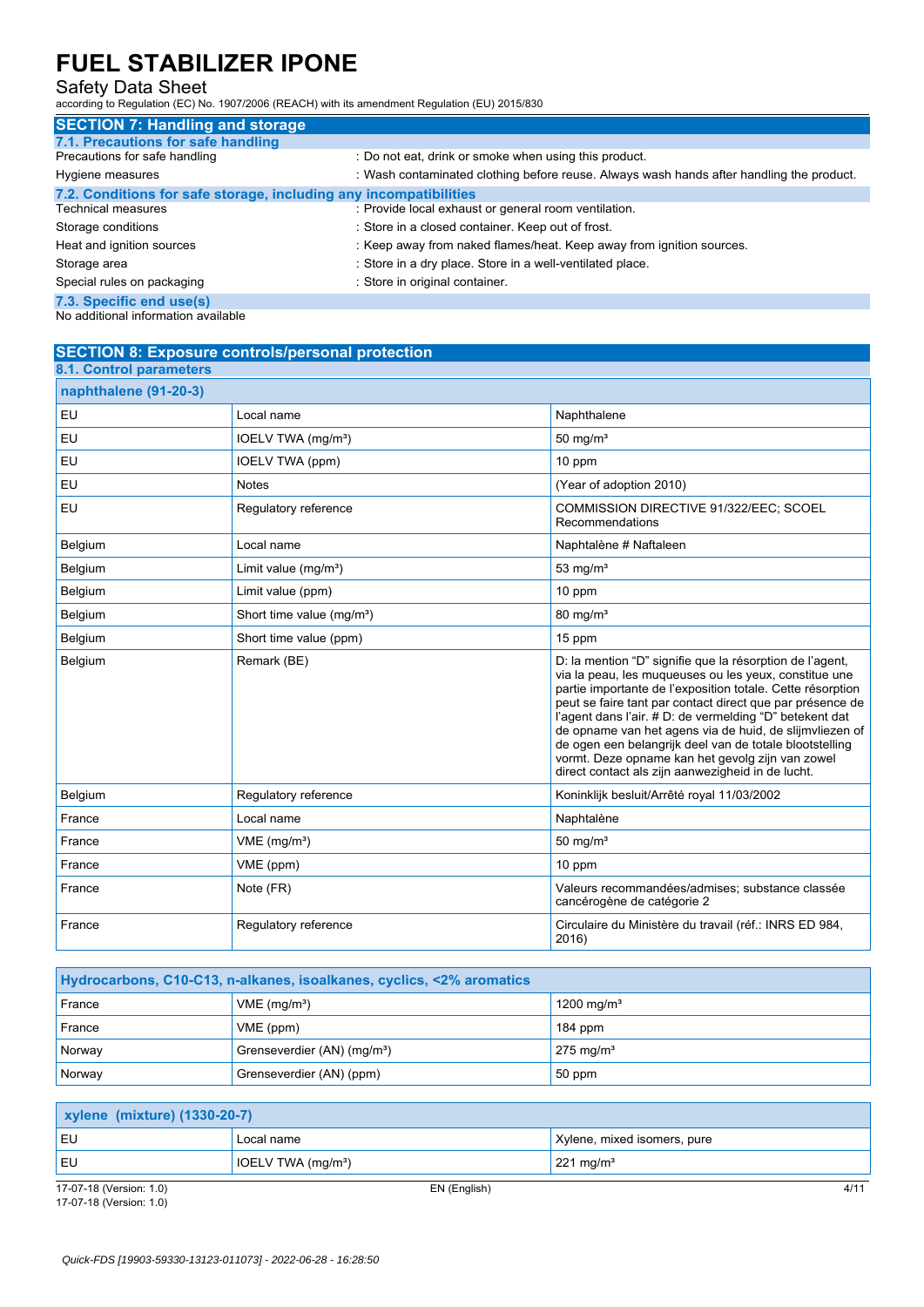## SECTION 7: Handling and storage

### 7.1. Precautions for safe handling

| | |
|---|---|
| Precautions for safe handling | : Do not eat, drink or smoke when using this product. |
| Hygiene measures | : Wash contaminated clothing before reuse. Always wash hands after handling the product. |

### 7.2. Conditions for safe storage, including any incompatibilities

| | |
|---|---|
| Technical measures | : Provide local exhaust or general room ventilation. |
| Storage conditions | : Store in a closed container. Keep out of frost. |
| Heat and ignition sources | : Keep away from naked flames/heat. Keep away from ignition sources. |
| Storage area | : Store in a dry place. Store in a well-ventilated place. |
| Special rules on packaging | : Store in original container. |

### 7.3. Specific end use(s)

No additional information available

## SECTION 8: Exposure controls/personal protection

### 8.1. Control parameters

| naphthalene (91-20-3) | | |
|---|---|---|
| EU | Local name | Naphthalene |
| EU | IOELV TWA (mg/m³) | 50 mg/m³ |
| EU | IOELV TWA (ppm) | 10 ppm |
| EU | Notes | (Year of adoption 2010) |
| EU | Regulatory reference | COMMISSION DIRECTIVE 91/322/EEC; SCOEL Recommendations |
| Belgium | Local name | Naphtalène # Naftaleen |
| Belgium | Limit value (mg/m³) | 53 mg/m³ |
| Belgium | Limit value (ppm) | 10 ppm |
| Belgium | Short time value (mg/m³) | 80 mg/m³ |
| Belgium | Short time value (ppm) | 15 ppm |
| Belgium | Remark (BE) | D: la mention "D" signifie que la résorption de l'agent, via la peau, les muqueuses ou les yeux, constitue une partie importante de l'exposition totale. Cette résorption peut se faire tant par contact direct que par présence de l'agent dans l'air. # D: de vermelding "D" betekent dat de opname van het agens via de huid, de slijmvliezen of de ogen een belangrijk deel van de totale blootstelling vormt. Deze opname kan het gevolg zijn van zowel direct contact als zijn aanwezigheid in de lucht. |
| Belgium | Regulatory reference | Koninklijk besluit/Arrêté royal 11/03/2002 |
| France | Local name | Naphtalène |
| France | VME (mg/m³) | 50 mg/m³ |
| France | VME (ppm) | 10 ppm |
| France | Note (FR) | Valeurs recommandées/admises; substance classée cancérogène de catégorie 2 |
| France | Regulatory reference | Circulaire du Ministère du travail (réf.: INRS ED 984, 2016) |

| Hydrocarbons, C10-C13, n-alkanes, isoalkanes, cyclics, <2% aromatics | | |
|---|---|---|
| France | VME (mg/m³) | 1200 mg/m³ |
| France | VME (ppm) | 184 ppm |
| Norway | Grenseverdier (AN) (mg/m³) | 275 mg/m³ |
| Norway | Grenseverdier (AN) (ppm) | 50 ppm |

| xylene (mixture) (1330-20-7) | | |
|---|---|---|
| EU | Local name | Xylene, mixed isomers, pure |
| EU | IOELV TWA (mg/m³) | 221 mg/m³ |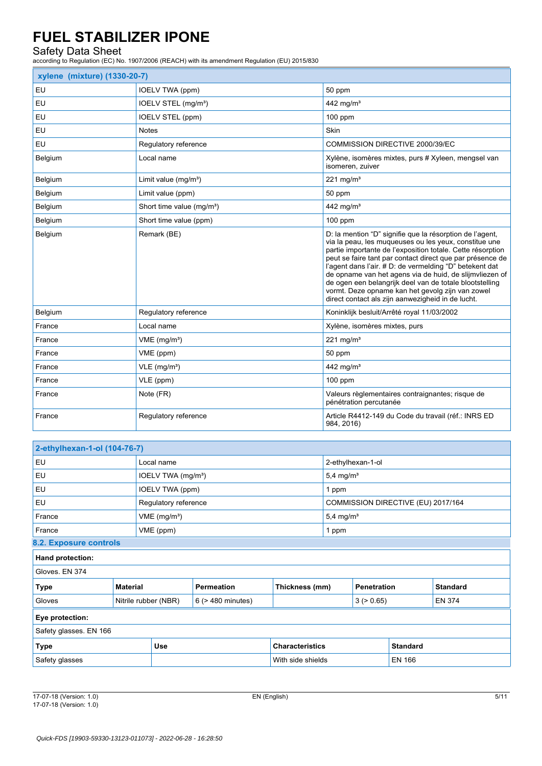| xylene (mixture) (1330-20-7) | | |
|---|---|---|
| EU | IOELV TWA (ppm) | 50 ppm |
| EU | IOELV STEL (mg/m³) | 442 mg/m³ |
| EU | IOELV STEL (ppm) | 100 ppm |
| EU | Notes | Skin |
| EU | Regulatory reference | COMMISSION DIRECTIVE 2000/39/EC |
| Belgium | Local name | Xylène, isomères mixtes, purs # Xyleen, mengsel van isomeren, zuiver |
| Belgium | Limit value (mg/m³) | 221 mg/m³ |
| Belgium | Limit value (ppm) | 50 ppm |
| Belgium | Short time value (mg/m³) | 442 mg/m³ |
| Belgium | Short time value (ppm) | 100 ppm |
| Belgium | Remark (BE) | D: la mention “D” signifie que la résorption de l’agent, via la peau, les muqueuses ou les yeux, constitue une partie importante de l’exposition totale. Cette résorption peut se faire tant par contact direct que par présence de l’agent dans l’air. # D: de vermelding “D” betekent dat de opname van het agens via de huid, de slijmvliezen of de ogen een belangrijk deel van de totale blootstelling vormt. Deze opname kan het gevolg zijn van zowel direct contact als zijn aanwezigheid in de lucht. |
| Belgium | Regulatory reference | Koninklijk besluit/Arrêté royal 11/03/2002 |
| France | Local name | Xylène, isomères mixtes, purs |
| France | VME (mg/m³) | 221 mg/m³ |
| France | VME (ppm) | 50 ppm |
| France | VLE (mg/m³) | 442 mg/m³ |
| France | VLE (ppm) | 100 ppm |
| France | Note (FR) | Valeurs règlementaires contraignantes; risque de pénétration percutanée |
| France | Regulatory reference | Article R4412-149 du Code du travail (réf.: INRS ED 984, 2016) |

| 2-ethylhexan-1-ol (104-76-7) | | |
|---|---|---|
| EU | Local name | 2-ethylhexan-1-ol |
| EU | IOELV TWA (mg/m³) | 5,4 mg/m³ |
| EU | IOELV TWA (ppm) | 1 ppm |
| EU | Regulatory reference | COMMISSION DIRECTIVE (EU) 2017/164 |
| France | VME (mg/m³) | 5,4 mg/m³ |
| France | VME (ppm) | 1 ppm |

### 8.2. Exposure controls

**Hand protection:**

Gloves. EN 374

| Type | Material | Permeation | Thickness (mm) | Penetration | Standard |
|---|---|---|---|---|---|
| Gloves | Nitrile rubber (NBR) | 6 (> 480 minutes) | | 3 (> 0.65) | EN 374 |

**Eye protection:**

Safety glasses. EN 166

| Type | Use | Characteristics | Standard |
|---|---|---|---|
| Safety glasses | | With side shields | EN 166 |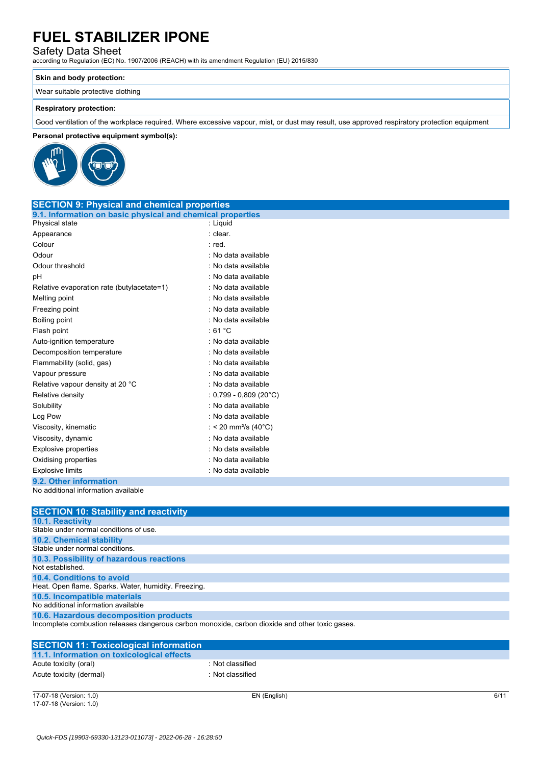| Skin and body protection: |
| --- |
| Wear suitable protective clothing |

| Respiratory protection: |
| --- |
| Good ventilation of the workplace required. Where excessive vapour, mist, or dust may result, use approved respiratory protection equipment |

**Personal protective equipment symbol(s):**

## SECTION 9: Physical and chemical properties

### 9.1. Information on basic physical and chemical properties

| | |
| --- | --- |
| Physical state | : Liquid |
| Appearance | : clear. |
| Colour | : red. |
| Odour | : No data available |
| Odour threshold | : No data available |
| pH | : No data available |
| Relative evaporation rate (butylacetate=1) | : No data available |
| Melting point | : No data available |
| Freezing point | : No data available |
| Boiling point | : No data available |
| Flash point | : 61 °C |
| Auto-ignition temperature | : No data available |
| Decomposition temperature | : No data available |
| Flammability (solid, gas) | : No data available |
| Vapour pressure | : No data available |
| Relative vapour density at 20 °C | : No data available |
| Relative density | : 0,799 - 0,809 (20°C) |
| Solubility | : No data available |
| Log Pow | : No data available |
| Viscosity, kinematic | : < 20 mm²/s (40°C) |
| Viscosity, dynamic | : No data available |
| Explosive properties | : No data available |
| Oxidising properties | : No data available |
| Explosive limits | : No data available |

### 9.2. Other information

No additional information available

## SECTION 10: Stability and reactivity

### 10.1. Reactivity

Stable under normal conditions of use.

### 10.2. Chemical stability

Stable under normal conditions.

### 10.3. Possibility of hazardous reactions

Not established.

### 10.4. Conditions to avoid

Heat. Open flame. Sparks. Water, humidity. Freezing.

### 10.5. Incompatible materials

No additional information available

### 10.6. Hazardous decomposition products

Incomplete combustion releases dangerous carbon monoxide, carbon dioxide and other toxic gases.

## SECTION 11: Toxicological information

### 11.1. Information on toxicological effects

| | |
| --- | --- |
| Acute toxicity (oral) | : Not classified |
| Acute toxicity (dermal) | : Not classified |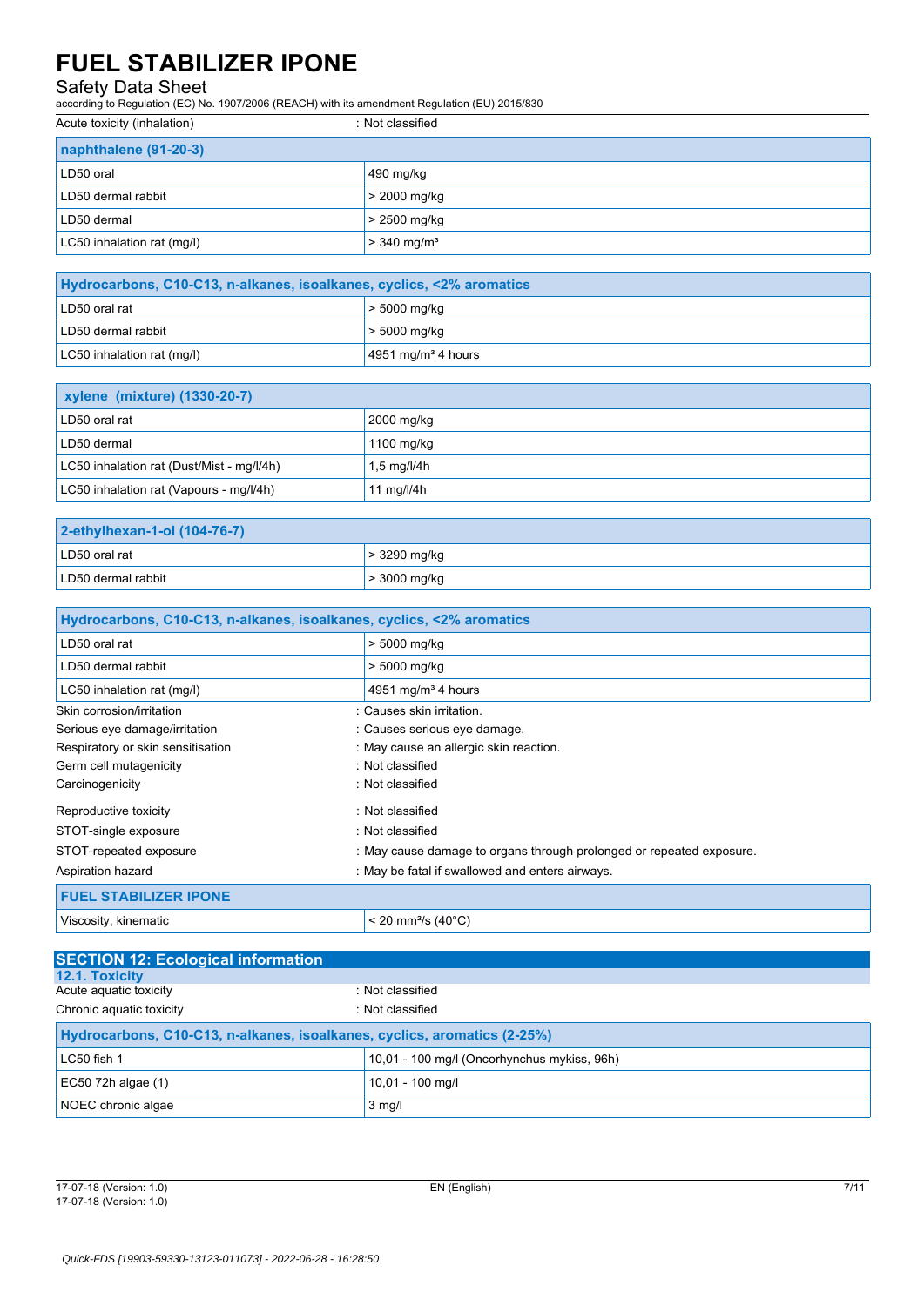Acute toxicity (inhalation) : Not classified

| naphthalene (91-20-3) | |
|---|---|
| LD50 oral | 490 mg/kg |
| LD50 dermal rabbit | > 2000 mg/kg |
| LD50 dermal | > 2500 mg/kg |
| LC50 inhalation rat (mg/l) | > 340 mg/m³ |

| Hydrocarbons, C10-C13, n-alkanes, isoalkanes, cyclics, <2% aromatics | |
|---|---|
| LD50 oral rat | > 5000 mg/kg |
| LD50 dermal rabbit | > 5000 mg/kg |
| LC50 inhalation rat (mg/l) | 4951 mg/m³ 4 hours |

| xylene (mixture) (1330-20-7) | |
|---|---|
| LD50 oral rat | 2000 mg/kg |
| LD50 dermal | 1100 mg/kg |
| LC50 inhalation rat (Dust/Mist - mg/l/4h) | 1,5 mg/l/4h |
| LC50 inhalation rat (Vapours - mg/l/4h) | 11 mg/l/4h |

| 2-ethylhexan-1-ol (104-76-7) | |
|---|---|
| LD50 oral rat | > 3290 mg/kg |
| LD50 dermal rabbit | > 3000 mg/kg |

| Hydrocarbons, C10-C13, n-alkanes, isoalkanes, cyclics, <2% aromatics | |
|---|---|
| LD50 oral rat | > 5000 mg/kg |
| LD50 dermal rabbit | > 5000 mg/kg |
| LC50 inhalation rat (mg/l) | 4951 mg/m³ 4 hours |

Skin corrosion/irritation : Causes skin irritation.

Serious eye damage/irritation : Causes serious eye damage.

Respiratory or skin sensitisation : May cause an allergic skin reaction.

Germ cell mutagenicity : Not classified

Carcinogenicity : Not classified

Reproductive toxicity : Not classified

STOT-single exposure : Not classified

STOT-repeated exposure : May cause damage to organs through prolonged or repeated exposure.

Aspiration hazard : May be fatal if swallowed and enters airways.

| FUEL STABILIZER IPONE | |
|---|---|
| Viscosity, kinematic | < 20 mm²/s (40°C) |

## SECTION 12: Ecological information

### 12.1. Toxicity

Acute aquatic toxicity : Not classified

Chronic aquatic toxicity : Not classified

| Hydrocarbons, C10-C13, n-alkanes, isoalkanes, cyclics, aromatics (2-25%) | |
|---|---|
| LC50 fish 1 | 10,01 - 100 mg/l (Oncorhynchus mykiss, 96h) |
| EC50 72h algae (1) | 10,01 - 100 mg/l |
| NOEC chronic algae | 3 mg/l |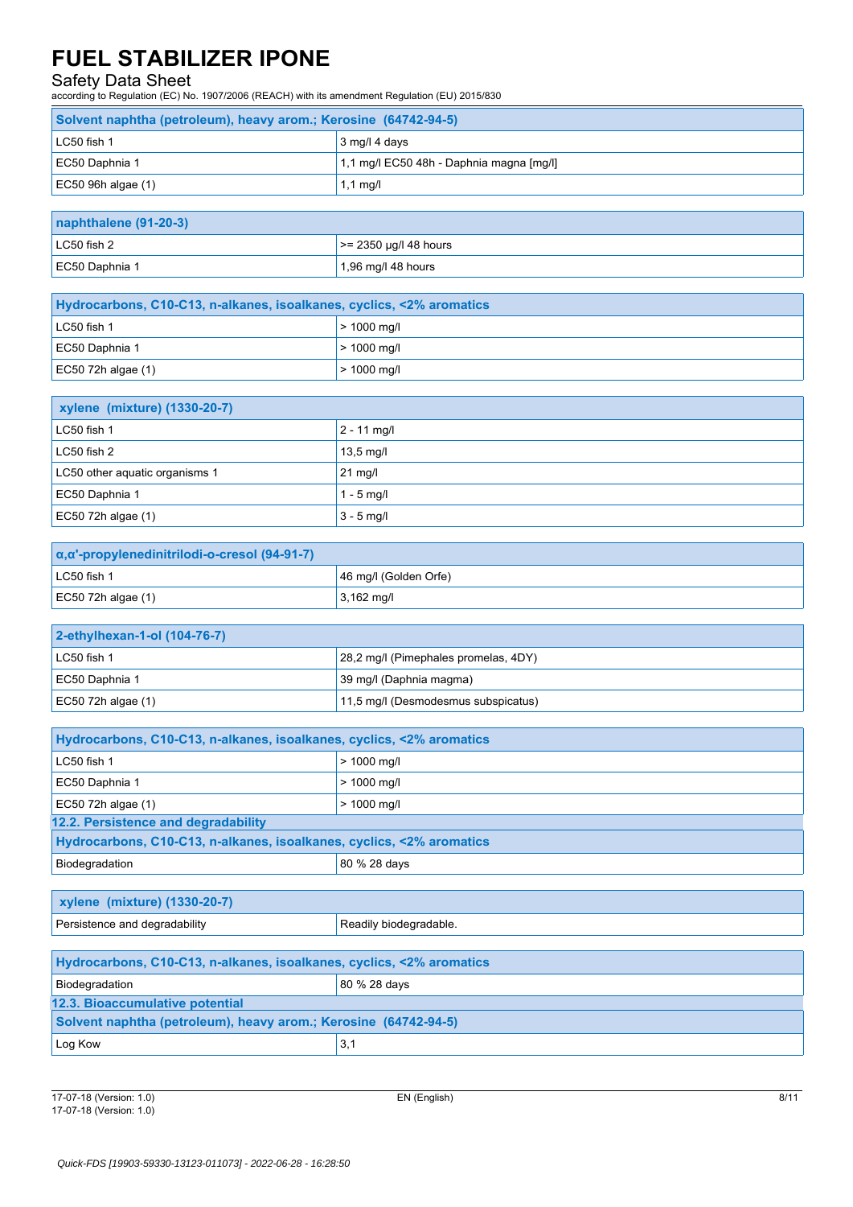| Solvent naphtha (petroleum), heavy arom.; Kerosine (64742-94-5) | |
|---|---|
| LC50 fish 1 | 3 mg/l 4 days |
| EC50 Daphnia 1 | 1,1 mg/l EC50 48h - Daphnia magna [mg/l] |
| EC50 96h algae (1) | 1,1 mg/l |

| naphthalene (91-20-3) | |
|---|---|
| LC50 fish 2 | >= 2350 µg/l 48 hours |
| EC50 Daphnia 1 | 1,96 mg/l 48 hours |

| Hydrocarbons, C10-C13, n-alkanes, isoalkanes, cyclics, <2% aromatics | |
|---|---|
| LC50 fish 1 | > 1000 mg/l |
| EC50 Daphnia 1 | > 1000 mg/l |
| EC50 72h algae (1) | > 1000 mg/l |

| xylene (mixture) (1330-20-7) | |
|---|---|
| LC50 fish 1 | 2 - 11 mg/l |
| LC50 fish 2 | 13,5 mg/l |
| LC50 other aquatic organisms 1 | 21 mg/l |
| EC50 Daphnia 1 | 1 - 5 mg/l |
| EC50 72h algae (1) | 3 - 5 mg/l |

| α,α'-propylenedinitrilodi-o-cresol (94-91-7) | |
|---|---|
| LC50 fish 1 | 46 mg/l (Golden Orfe) |
| EC50 72h algae (1) | 3,162 mg/l |

| 2-ethylhexan-1-ol (104-76-7) | |
|---|---|
| LC50 fish 1 | 28,2 mg/l (Pimephales promelas, 4DY) |
| EC50 Daphnia 1 | 39 mg/l (Daphnia magma) |
| EC50 72h algae (1) | 11,5 mg/l (Desmodesmus subspicatus) |

| Hydrocarbons, C10-C13, n-alkanes, isoalkanes, cyclics, <2% aromatics | |
|---|---|
| LC50 fish 1 | > 1000 mg/l |
| EC50 Daphnia 1 | > 1000 mg/l |
| EC50 72h algae (1) | > 1000 mg/l |

### 12.2. Persistence and degradability

| Hydrocarbons, C10-C13, n-alkanes, isoalkanes, cyclics, <2% aromatics | |
|---|---|
| Biodegradation | 80 % 28 days |

| xylene (mixture) (1330-20-7) | |
|---|---|
| Persistence and degradability | Readily biodegradable. |

| Hydrocarbons, C10-C13, n-alkanes, isoalkanes, cyclics, <2% aromatics | |
|---|---|
| Biodegradation | 80 % 28 days |

### 12.3. Bioaccumulative potential

| Solvent naphtha (petroleum), heavy arom.; Kerosine (64742-94-5) | |
|---|---|
| Log Kow | 3,1 |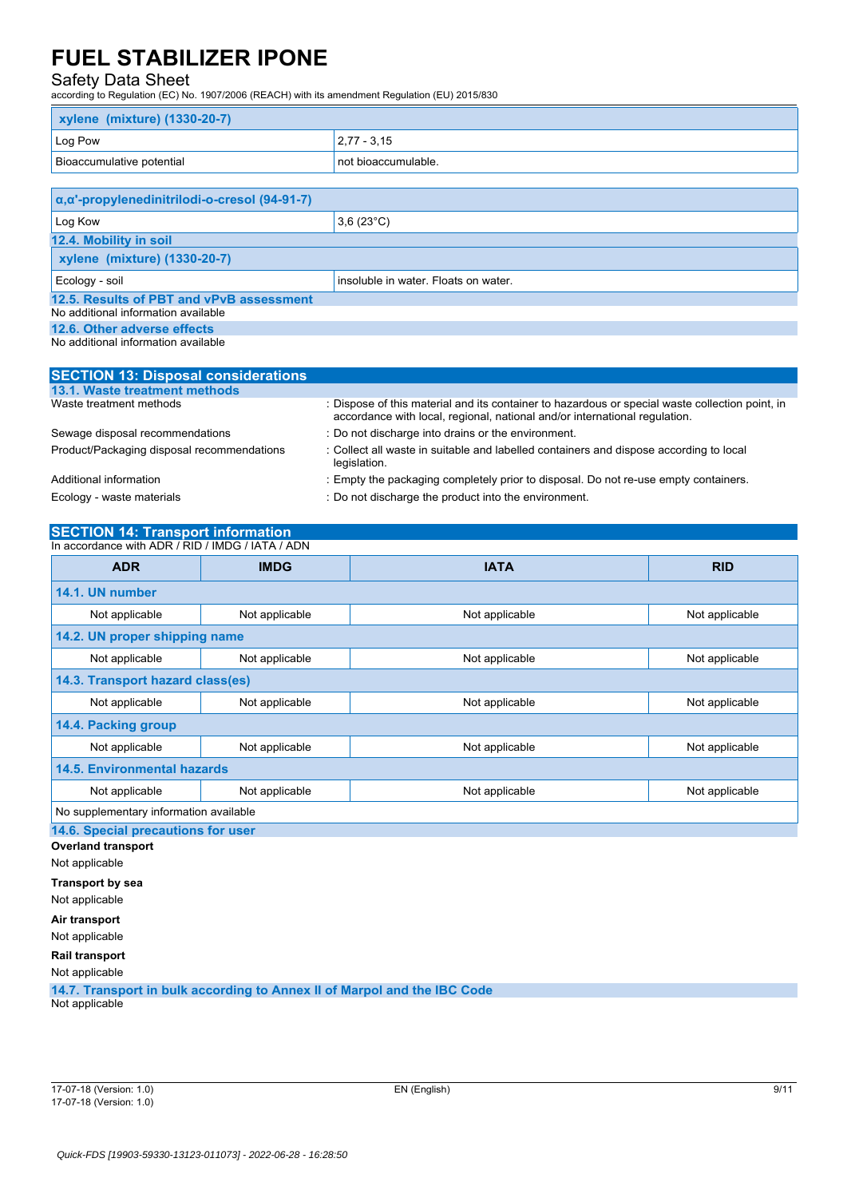| xylene (mixture) (1330-20-7) | |
|---|---|
| Log Pow | 2,77 - 3,15 |
| Bioaccumulative potential | not bioaccumulable. |

| α,α'-propylenedinitrilodi-o-cresol (94-91-7) | |
|---|---|
| Log Kow | 3,6 (23°C) |

### 12.4. Mobility in soil

| xylene (mixture) (1330-20-7) | |
|---|---|
| Ecology - soil | insoluble in water. Floats on water. |

### 12.5. Results of PBT and vPvB assessment

No additional information available

### 12.6. Other adverse effects

No additional information available

## SECTION 13: Disposal considerations

### 13.1. Waste treatment methods

| | |
|---|---|
| Waste treatment methods | : Dispose of this material and its container to hazardous or special waste collection point, in accordance with local, regional, national and/or international regulation. |
| Sewage disposal recommendations | : Do not discharge into drains or the environment. |
| Product/Packaging disposal recommendations | : Collect all waste in suitable and labelled containers and dispose according to local legislation. |
| Additional information | : Empty the packaging completely prior to disposal. Do not re-use empty containers. |
| Ecology - waste materials | : Do not discharge the product into the environment. |

## SECTION 14: Transport information

In accordance with ADR / RID / IMDG / IATA / ADN

| ADR | IMDG | IATA | RID |
|---|---|---|---|
| **14.1. UN number** | | | |
| Not applicable | Not applicable | Not applicable | Not applicable |
| **14.2. UN proper shipping name** | | | |
| Not applicable | Not applicable | Not applicable | Not applicable |
| **14.3. Transport hazard class(es)** | | | |
| Not applicable | Not applicable | Not applicable | Not applicable |
| **14.4. Packing group** | | | |
| Not applicable | Not applicable | Not applicable | Not applicable |
| **14.5. Environmental hazards** | | | |
| Not applicable | Not applicable | Not applicable | Not applicable |
| No supplementary information available | | | |

### 14.6. Special precautions for user

**Overland transport**

Not applicable

**Transport by sea**

Not applicable

**Air transport**

Not applicable

**Rail transport**

Not applicable

### 14.7. Transport in bulk according to Annex II of Marpol and the IBC Code

Not applicable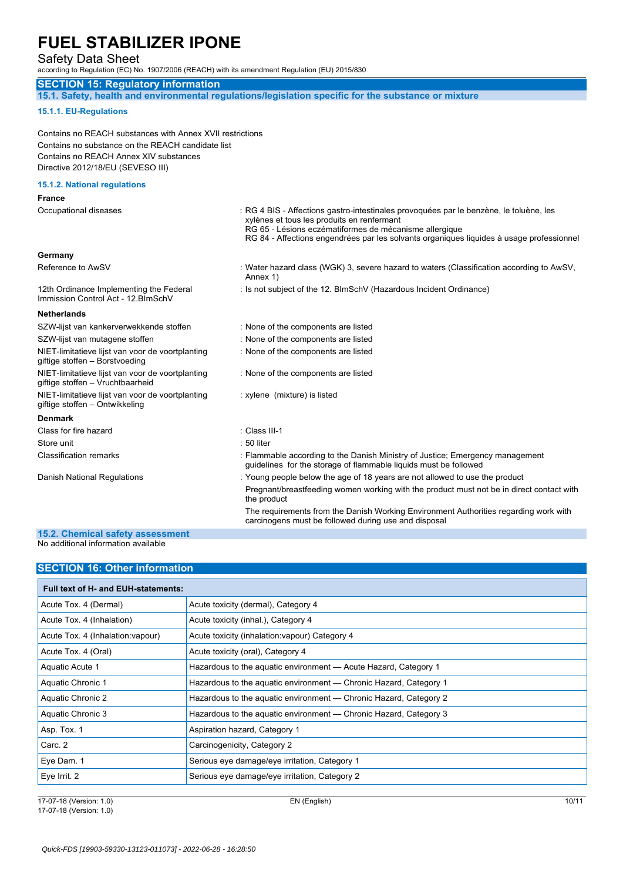# FUEL STABILIZER IPONE

Safety Data Sheet

according to Regulation (EC) No. 1907/2006 (REACH) with its amendment Regulation (EU) 2015/830

## SECTION 15: Regulatory information

### 15.1. Safety, health and environmental regulations/legislation specific for the substance or mixture

#### 15.1.1. EU-Regulations

Contains no REACH substances with Annex XVII restrictions
Contains no substance on the REACH candidate list
Contains no REACH Annex XIV substances
Directive 2012/18/EU (SEVESO III)

#### 15.1.2. National regulations

**France**

| | |
|---|---|
| Occupational diseases | : RG 4 BIS - Affections gastro-intestinales provoquées par le benzène, le toluène, les xylènes et tous les produits en renfermant<br>RG 65 - Lésions eczématiformes de mécanisme allergique<br>RG 84 - Affections engendrées par les solvants organiques liquides à usage professionnel |

**Germany**

| | |
|---|---|
| Reference to AwSV | : Water hazard class (WGK) 3, severe hazard to waters (Classification according to AwSV, Annex 1) |
| 12th Ordinance Implementing the Federal Immission Control Act - 12.BImSchV | : Is not subject of the 12. BlmSchV (Hazardous Incident Ordinance) |

**Netherlands**

| | |
|---|---|
| SZW-lijst van kankerverwekkende stoffen | : None of the components are listed |
| SZW-lijst van mutagene stoffen | : None of the components are listed |
| NIET-limitatieve lijst van voor de voortplanting giftige stoffen – Borstvoeding | : None of the components are listed |
| NIET-limitatieve lijst van voor de voortplanting giftige stoffen – Vruchtbaarheid | : None of the components are listed |
| NIET-limitatieve lijst van voor de voortplanting giftige stoffen – Ontwikkeling | : xylene (mixture) is listed |

**Denmark**

| | |
|---|---|
| Class for fire hazard | : Class III-1 |
| Store unit | : 50 liter |
| Classification remarks | : Flammable according to the Danish Ministry of Justice; Emergency management guidelines for the storage of flammable liquids must be followed |
| Danish National Regulations | : Young people below the age of 18 years are not allowed to use the product<br>Pregnant/breastfeeding women working with the product must not be in direct contact with the product<br>The requirements from the Danish Working Environment Authorities regarding work with carcinogens must be followed during use and disposal |

### 15.2. Chemical safety assessment

No additional information available

## SECTION 16: Other information

| Full text of H- and EUH-statements: | |
|---|---|
| Acute Tox. 4 (Dermal) | Acute toxicity (dermal), Category 4 |
| Acute Tox. 4 (Inhalation) | Acute toxicity (inhal.), Category 4 |
| Acute Tox. 4 (Inhalation:vapour) | Acute toxicity (inhalation:vapour) Category 4 |
| Acute Tox. 4 (Oral) | Acute toxicity (oral), Category 4 |
| Aquatic Acute 1 | Hazardous to the aquatic environment — Acute Hazard, Category 1 |
| Aquatic Chronic 1 | Hazardous to the aquatic environment — Chronic Hazard, Category 1 |
| Aquatic Chronic 2 | Hazardous to the aquatic environment — Chronic Hazard, Category 2 |
| Aquatic Chronic 3 | Hazardous to the aquatic environment — Chronic Hazard, Category 3 |
| Asp. Tox. 1 | Aspiration hazard, Category 1 |
| Carc. 2 | Carcinogenicity, Category 2 |
| Eye Dam. 1 | Serious eye damage/eye irritation, Category 1 |
| Eye Irrit. 2 | Serious eye damage/eye irritation, Category 2 |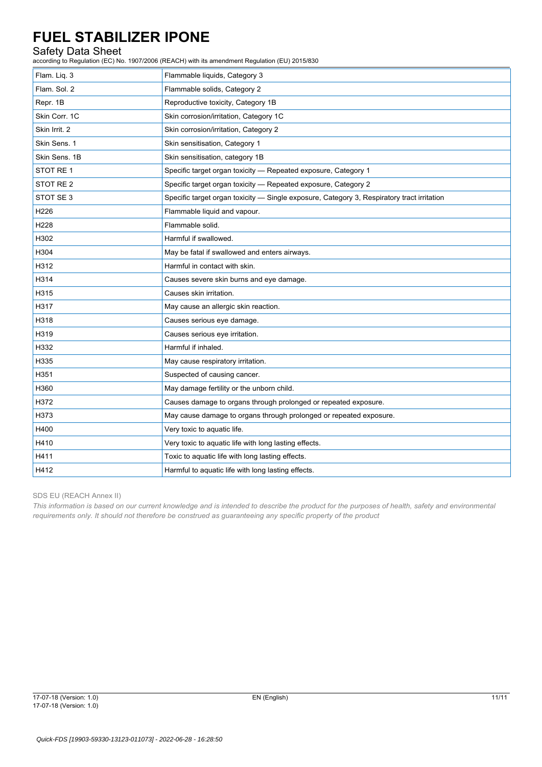| | |
|---|---|
| Flam. Liq. 3 | Flammable liquids, Category 3 |
| Flam. Sol. 2 | Flammable solids, Category 2 |
| Repr. 1B | Reproductive toxicity, Category 1B |
| Skin Corr. 1C | Skin corrosion/irritation, Category 1C |
| Skin Irrit. 2 | Skin corrosion/irritation, Category 2 |
| Skin Sens. 1 | Skin sensitisation, Category 1 |
| Skin Sens. 1B | Skin sensitisation, category 1B |
| STOT RE 1 | Specific target organ toxicity — Repeated exposure, Category 1 |
| STOT RE 2 | Specific target organ toxicity — Repeated exposure, Category 2 |
| STOT SE 3 | Specific target organ toxicity — Single exposure, Category 3, Respiratory tract irritation |
| H226 | Flammable liquid and vapour. |
| H228 | Flammable solid. |
| H302 | Harmful if swallowed. |
| H304 | May be fatal if swallowed and enters airways. |
| H312 | Harmful in contact with skin. |
| H314 | Causes severe skin burns and eye damage. |
| H315 | Causes skin irritation. |
| H317 | May cause an allergic skin reaction. |
| H318 | Causes serious eye damage. |
| H319 | Causes serious eye irritation. |
| H332 | Harmful if inhaled. |
| H335 | May cause respiratory irritation. |
| H351 | Suspected of causing cancer. |
| H360 | May damage fertility or the unborn child. |
| H372 | Causes damage to organs through prolonged or repeated exposure. |
| H373 | May cause damage to organs through prolonged or repeated exposure. |
| H400 | Very toxic to aquatic life. |
| H410 | Very toxic to aquatic life with long lasting effects. |
| H411 | Toxic to aquatic life with long lasting effects. |
| H412 | Harmful to aquatic life with long lasting effects. |

SDS EU (REACH Annex II)

*This information is based on our current knowledge and is intended to describe the product for the purposes of health, safety and environmental requirements only. It should not therefore be construed as guaranteeing any specific property of the product*